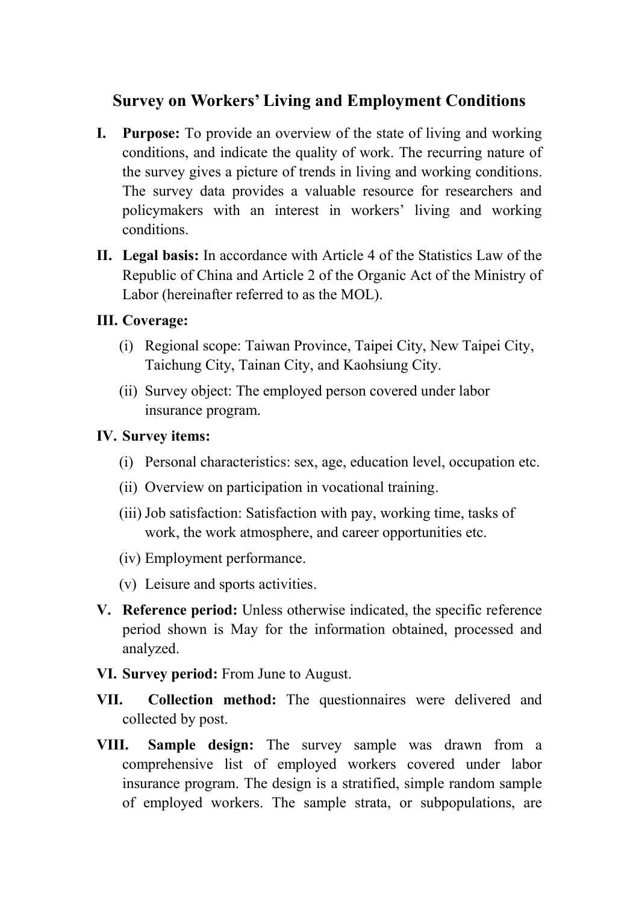# Survey on Workers' Living and Employment Conditions

**I. Purpose:** To provide an overview of the state of living and working conditions, and indicate the quality of work. The recurring nature of the survey gives a picture of trends in living and working conditions. The survey data provides a valuable resource for researchers and policymakers with an interest in workers' living and working conditions.

**II. Legal basis:** In accordance with Article 4 of the Statistics Law of the Republic of China and Article 2 of the Organic Act of the Ministry of Labor (hereinafter referred to as the MOL).

**III. Coverage:**

(i) Regional scope: Taiwan Province, Taipei City, New Taipei City, Taichung City, Tainan City, and Kaohsiung City.

(ii) Survey object: The employed person covered under labor insurance program.

**IV. Survey items:**

(i) Personal characteristics: sex, age, education level, occupation etc.

(ii) Overview on participation in vocational training.

(iii) Job satisfaction: Satisfaction with pay, working time, tasks of work, the work atmosphere, and career opportunities etc.

(iv) Employment performance.

(v) Leisure and sports activities.

**V. Reference period:** Unless otherwise indicated, the specific reference period shown is May for the information obtained, processed and analyzed.

**VI. Survey period:** From June to August.

**VII. Collection method:** The questionnaires were delivered and collected by post.

**VIII. Sample design:** The survey sample was drawn from a comprehensive list of employed workers covered under labor insurance program. The design is a stratified, simple random sample of employed workers. The sample strata, or subpopulations, are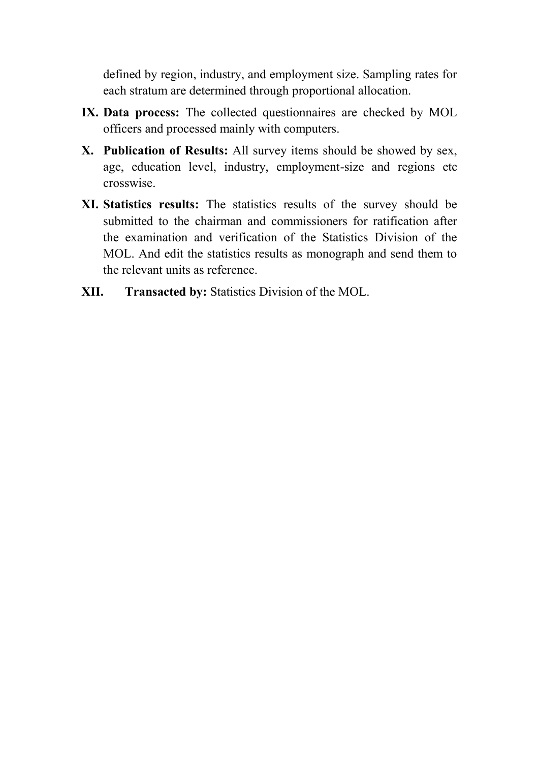defined by region, industry, and employment size. Sampling rates for each stratum are determined through proportional allocation.

**IX. Data process:** The collected questionnaires are checked by MOL officers and processed mainly with computers.

**X. Publication of Results:** All survey items should be showed by sex, age, education level, industry, employment-size and regions etc crosswise.

**XI. Statistics results:** The statistics results of the survey should be submitted to the chairman and commissioners for ratification after the examination and verification of the Statistics Division of the MOL. And edit the statistics results as monograph and send them to the relevant units as reference.

**XII. Transacted by:** Statistics Division of the MOL.